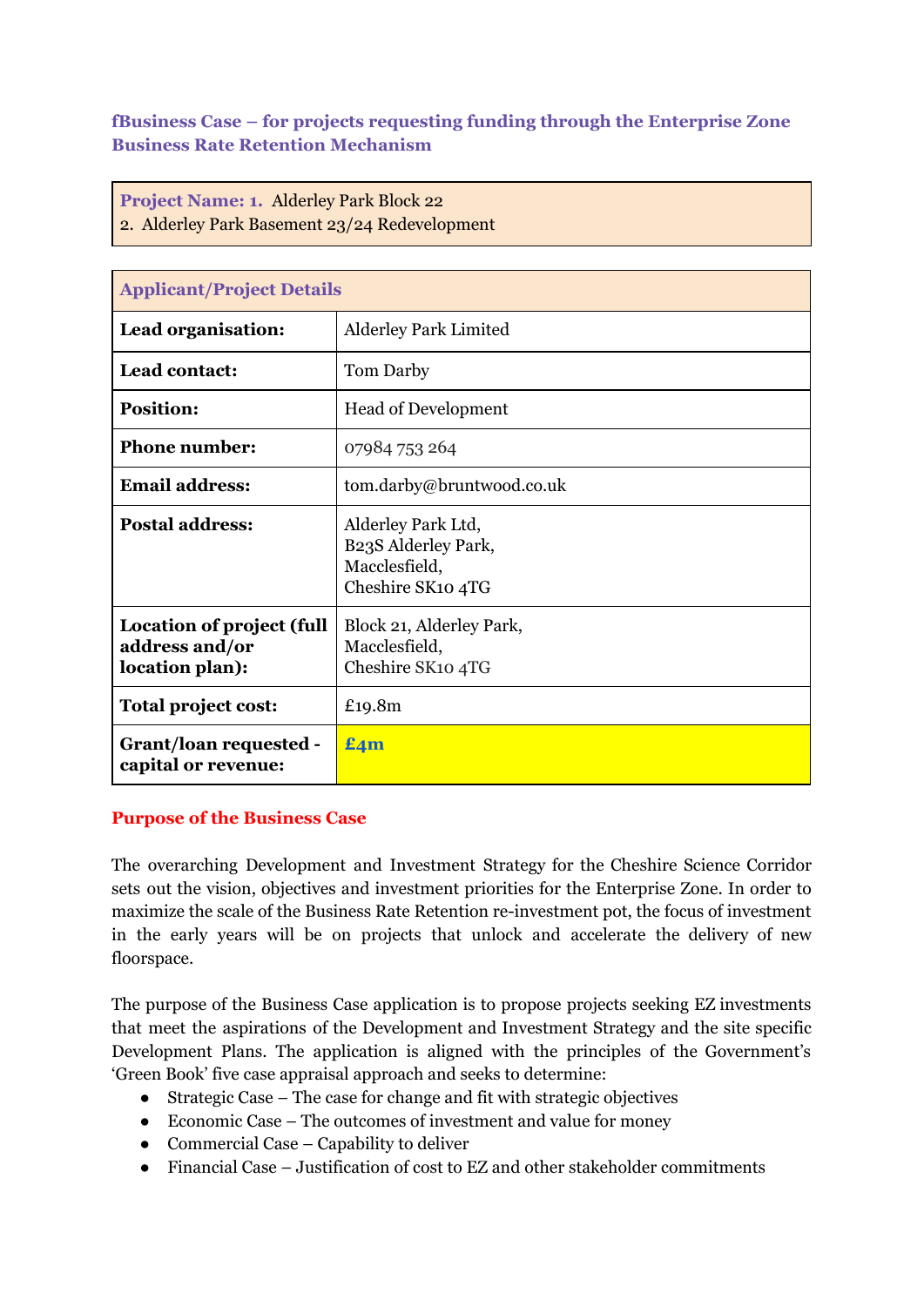## fBusiness Case – for projects requesting funding through the Enterprise Zone Business Rate Retention Mechanism

| **Project Name:** 1. Alderley Park Block 22<br>2. Alderley Park Basement 23/24 Redevelopment |
|---|

| **Applicant/Project Details** | |
|---|---|
| **Lead organisation:** | Alderley Park Limited |
| **Lead contact:** | Tom Darby |
| **Position:** | Head of Development |
| **Phone number:** | 07984 753 264 |
| **Email address:** | tom.darby@bruntwood.co.uk |
| **Postal address:** | Alderley Park Ltd,<br>B23S Alderley Park,<br>Macclesfield,<br>Cheshire SK10 4TG |
| **Location of project (full address and/or location plan):** | Block 21, Alderley Park,<br>Macclesfield,<br>Cheshire SK10 4TG |
| **Total project cost:** | £19.8m |
| **Grant/loan requested - capital or revenue:** | **£4m** |

### Purpose of the Business Case

The overarching Development and Investment Strategy for the Cheshire Science Corridor sets out the vision, objectives and investment priorities for the Enterprise Zone. In order to maximize the scale of the Business Rate Retention re-investment pot, the focus of investment in the early years will be on projects that unlock and accelerate the delivery of new floorspace.

The purpose of the Business Case application is to propose projects seeking EZ investments that meet the aspirations of the Development and Investment Strategy and the site specific Development Plans. The application is aligned with the principles of the Government's 'Green Book' five case appraisal approach and seeks to determine:

- Strategic Case – The case for change and fit with strategic objectives
- Economic Case – The outcomes of investment and value for money
- Commercial Case – Capability to deliver
- Financial Case – Justification of cost to EZ and other stakeholder commitments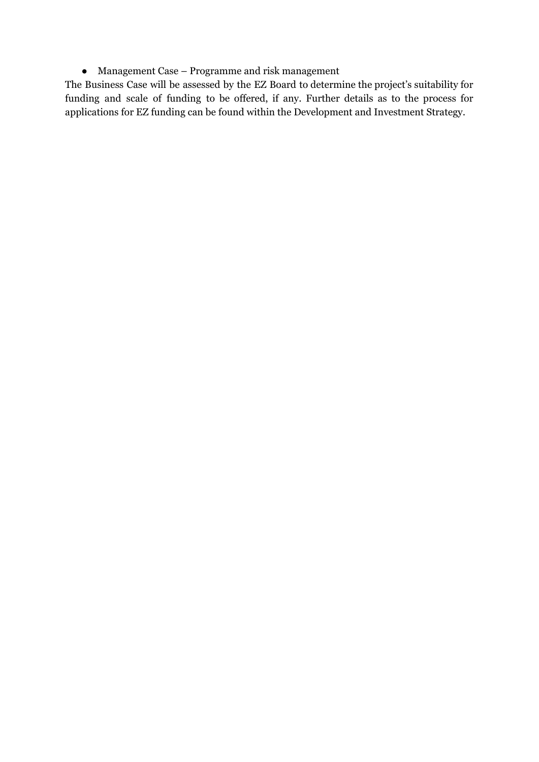- Management Case – Programme and risk management

The Business Case will be assessed by the EZ Board to determine the project's suitability for funding and scale of funding to be offered, if any. Further details as to the process for applications for EZ funding can be found within the Development and Investment Strategy.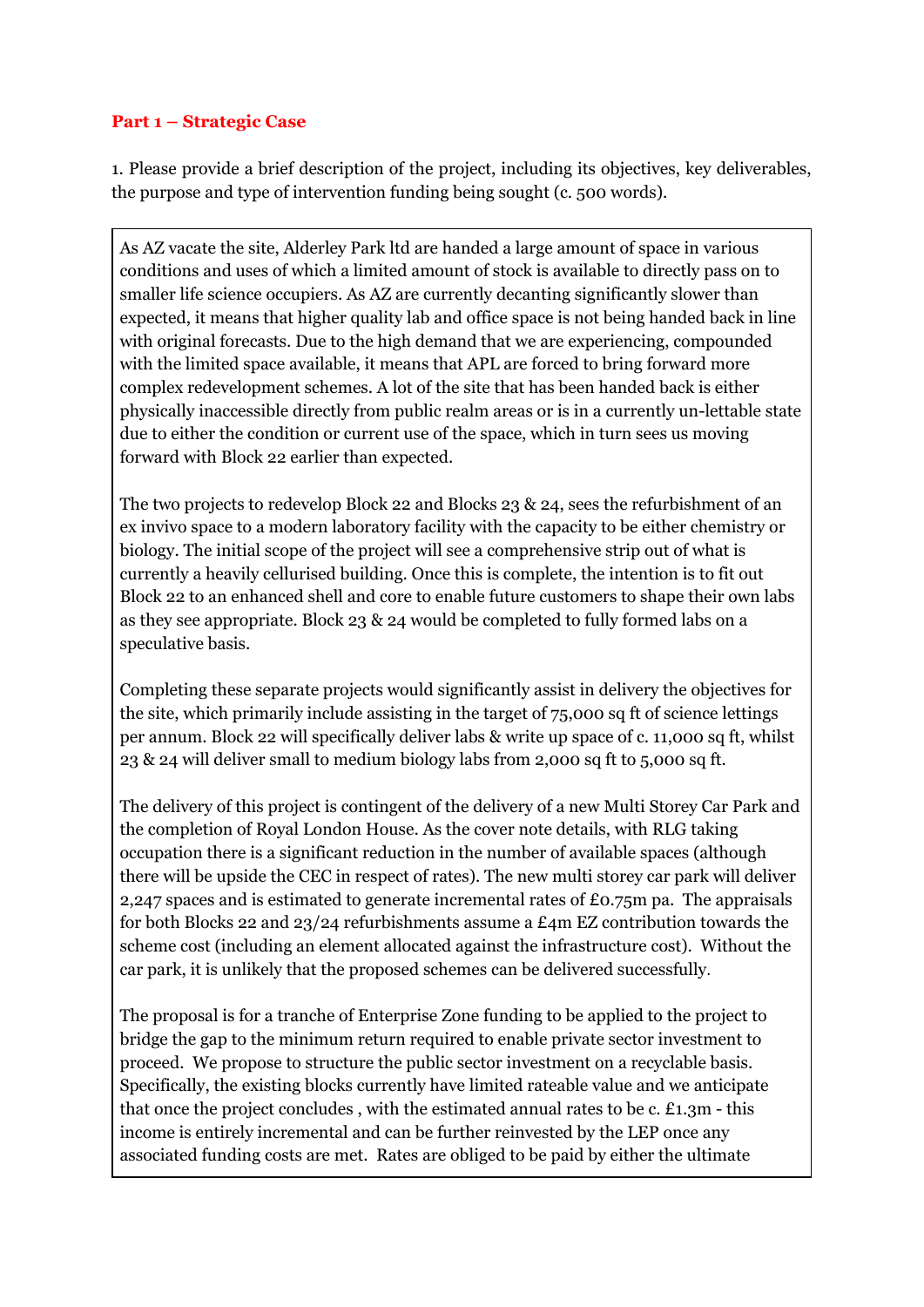**Part 1 – Strategic Case**

1. Please provide a brief description of the project, including its objectives, key deliverables, the purpose and type of intervention funding being sought (c. 500 words).

As AZ vacate the site, Alderley Park ltd are handed a large amount of space in various conditions and uses of which a limited amount of stock is available to directly pass on to smaller life science occupiers. As AZ are currently decanting significantly slower than expected, it means that higher quality lab and office space is not being handed back in line with original forecasts. Due to the high demand that we are experiencing, compounded with the limited space available, it means that APL are forced to bring forward more complex redevelopment schemes. A lot of the site that has been handed back is either physically inaccessible directly from public realm areas or is in a currently un-lettable state due to either the condition or current use of the space, which in turn sees us moving forward with Block 22 earlier than expected.

The two projects to redevelop Block 22 and Blocks 23 & 24, sees the refurbishment of an ex invivo space to a modern laboratory facility with the capacity to be either chemistry or biology. The initial scope of the project will see a comprehensive strip out of what is currently a heavily cellurised building. Once this is complete, the intention is to fit out Block 22 to an enhanced shell and core to enable future customers to shape their own labs as they see appropriate. Block 23 & 24 would be completed to fully formed labs on a speculative basis.

Completing these separate projects would significantly assist in delivery the objectives for the site, which primarily include assisting in the target of 75,000 sq ft of science lettings per annum. Block 22 will specifically deliver labs & write up space of c. 11,000 sq ft, whilst 23 & 24 will deliver small to medium biology labs from 2,000 sq ft to 5,000 sq ft.

The delivery of this project is contingent of the delivery of a new Multi Storey Car Park and the completion of Royal London House. As the cover note details, with RLG taking occupation there is a significant reduction in the number of available spaces (although there will be upside the CEC in respect of rates). The new multi storey car park will deliver 2,247 spaces and is estimated to generate incremental rates of £0.75m pa. The appraisals for both Blocks 22 and 23/24 refurbishments assume a £4m EZ contribution towards the scheme cost (including an element allocated against the infrastructure cost). Without the car park, it is unlikely that the proposed schemes can be delivered successfully.

The proposal is for a tranche of Enterprise Zone funding to be applied to the project to bridge the gap to the minimum return required to enable private sector investment to proceed. We propose to structure the public sector investment on a recyclable basis. Specifically, the existing blocks currently have limited rateable value and we anticipate that once the project concludes , with the estimated annual rates to be c. £1.3m - this income is entirely incremental and can be further reinvested by the LEP once any associated funding costs are met. Rates are obliged to be paid by either the ultimate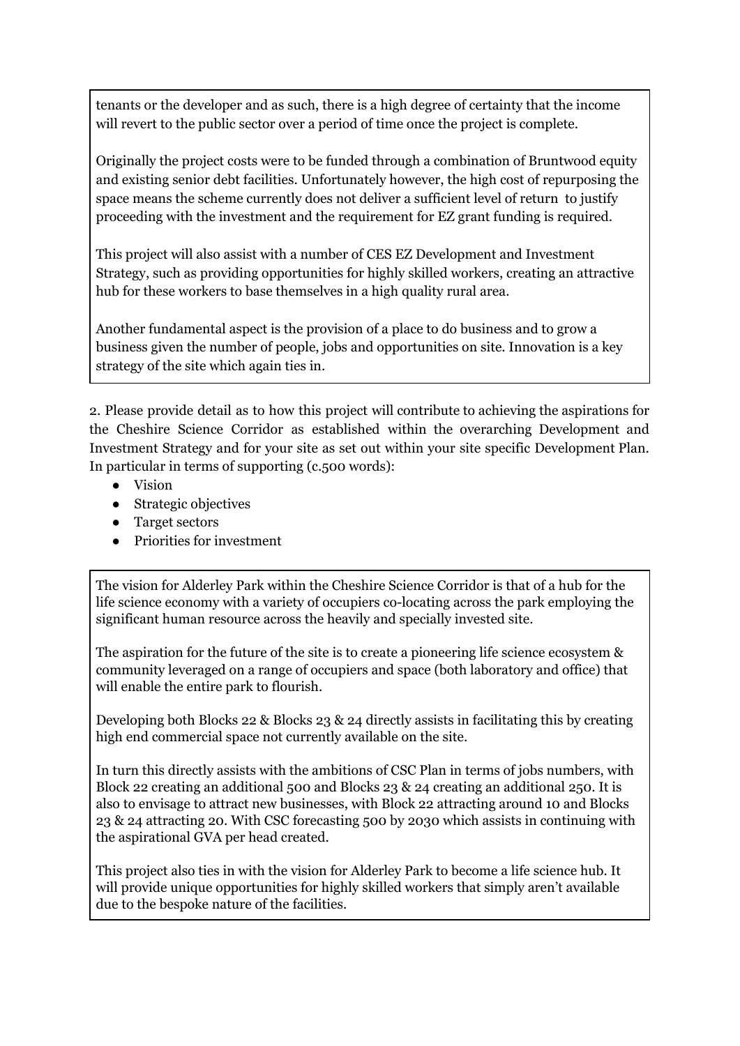tenants or the developer and as such, there is a high degree of certainty that the income will revert to the public sector over a period of time once the project is complete.

Originally the project costs were to be funded through a combination of Bruntwood equity and existing senior debt facilities. Unfortunately however, the high cost of repurposing the space means the scheme currently does not deliver a sufficient level of return to justify proceeding with the investment and the requirement for EZ grant funding is required.

This project will also assist with a number of CES EZ Development and Investment Strategy, such as providing opportunities for highly skilled workers, creating an attractive hub for these workers to base themselves in a high quality rural area.

Another fundamental aspect is the provision of a place to do business and to grow a business given the number of people, jobs and opportunities on site. Innovation is a key strategy of the site which again ties in.

2. Please provide detail as to how this project will contribute to achieving the aspirations for the Cheshire Science Corridor as established within the overarching Development and Investment Strategy and for your site as set out within your site specific Development Plan. In particular in terms of supporting (c.500 words):

- Vision
- Strategic objectives
- Target sectors
- Priorities for investment

The vision for Alderley Park within the Cheshire Science Corridor is that of a hub for the life science economy with a variety of occupiers co-locating across the park employing the significant human resource across the heavily and specially invested site.

The aspiration for the future of the site is to create a pioneering life science ecosystem & community leveraged on a range of occupiers and space (both laboratory and office) that will enable the entire park to flourish.

Developing both Blocks 22 & Blocks 23 & 24 directly assists in facilitating this by creating high end commercial space not currently available on the site.

In turn this directly assists with the ambitions of CSC Plan in terms of jobs numbers, with Block 22 creating an additional 500 and Blocks 23 & 24 creating an additional 250. It is also to envisage to attract new businesses, with Block 22 attracting around 10 and Blocks 23 & 24 attracting 20. With CSC forecasting 500 by 2030 which assists in continuing with the aspirational GVA per head created.

This project also ties in with the vision for Alderley Park to become a life science hub. It will provide unique opportunities for highly skilled workers that simply aren't available due to the bespoke nature of the facilities.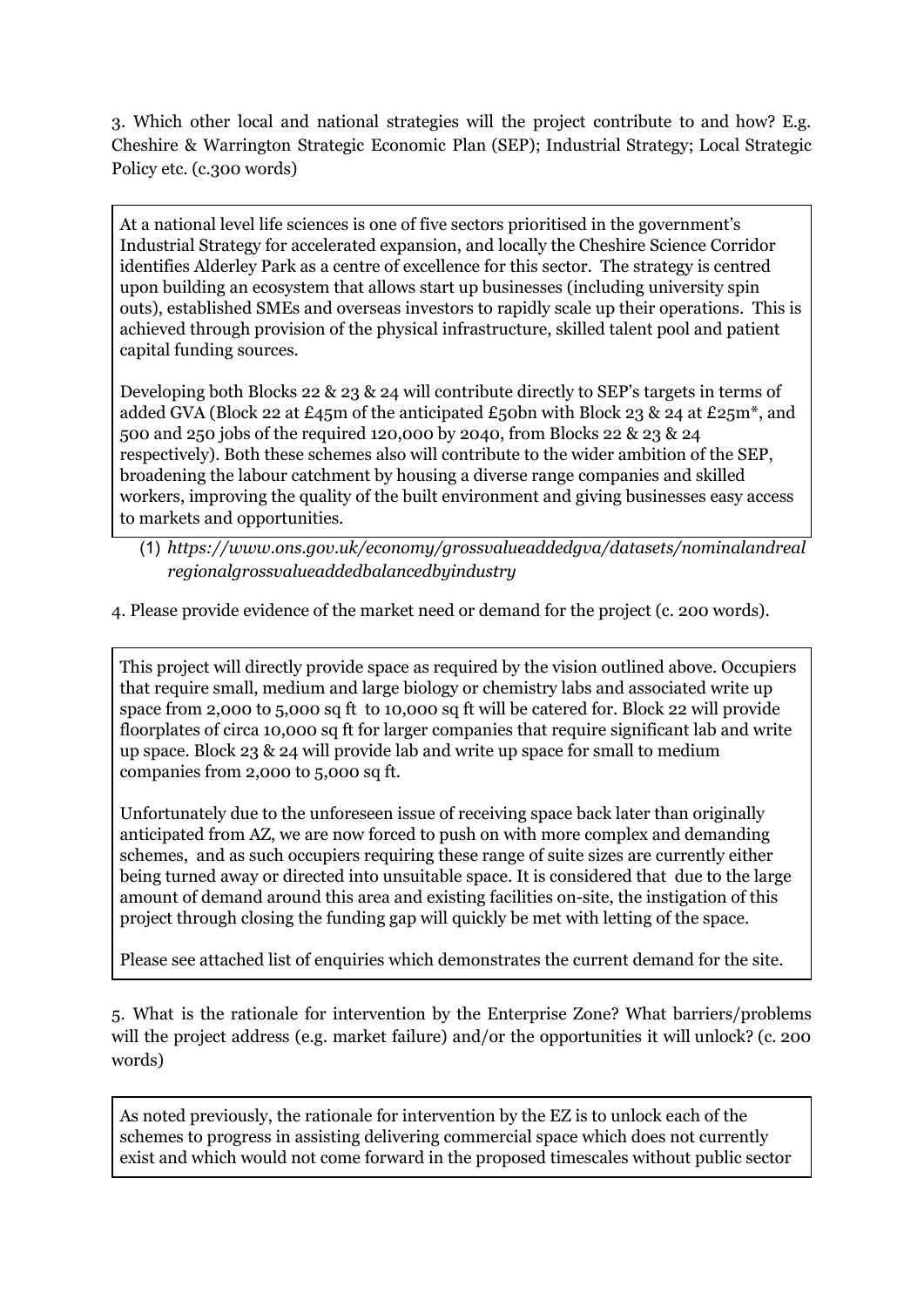3. Which other local and national strategies will the project contribute to and how? E.g. Cheshire & Warrington Strategic Economic Plan (SEP); Industrial Strategy; Local Strategic Policy etc. (c.300 words)

At a national level life sciences is one of five sectors prioritised in the government's Industrial Strategy for accelerated expansion, and locally the Cheshire Science Corridor identifies Alderley Park as a centre of excellence for this sector. The strategy is centred upon building an ecosystem that allows start up businesses (including university spin outs), established SMEs and overseas investors to rapidly scale up their operations. This is achieved through provision of the physical infrastructure, skilled talent pool and patient capital funding sources.

Developing both Blocks 22 & 23 & 24 will contribute directly to SEP's targets in terms of added GVA (Block 22 at £45m of the anticipated £50bn with Block 23 & 24 at £25m*, and 500 and 250 jobs of the required 120,000 by 2040, from Blocks 22 & 23 & 24 respectively). Both these schemes also will contribute to the wider ambition of the SEP, broadening the labour catchment by housing a diverse range companies and skilled workers, improving the quality of the built environment and giving businesses easy access to markets and opportunities.

(1) *https://www.ons.gov.uk/economy/grossvalueaddedgva/datasets/nominalandrealregionalgrossvalueaddedbalancedbyindustry*

4. Please provide evidence of the market need or demand for the project (c. 200 words).

This project will directly provide space as required by the vision outlined above. Occupiers that require small, medium and large biology or chemistry labs and associated write up space from 2,000 to 5,000 sq ft to 10,000 sq ft will be catered for. Block 22 will provide floorplates of circa 10,000 sq ft for larger companies that require significant lab and write up space. Block 23 & 24 will provide lab and write up space for small to medium companies from 2,000 to 5,000 sq ft.

Unfortunately due to the unforeseen issue of receiving space back later than originally anticipated from AZ, we are now forced to push on with more complex and demanding schemes, and as such occupiers requiring these range of suite sizes are currently either being turned away or directed into unsuitable space. It is considered that due to the large amount of demand around this area and existing facilities on-site, the instigation of this project through closing the funding gap will quickly be met with letting of the space.

Please see attached list of enquiries which demonstrates the current demand for the site.

5. What is the rationale for intervention by the Enterprise Zone? What barriers/problems will the project address (e.g. market failure) and/or the opportunities it will unlock? (c. 200 words)

As noted previously, the rationale for intervention by the EZ is to unlock each of the schemes to progress in assisting delivering commercial space which does not currently exist and which would not come forward in the proposed timescales without public sector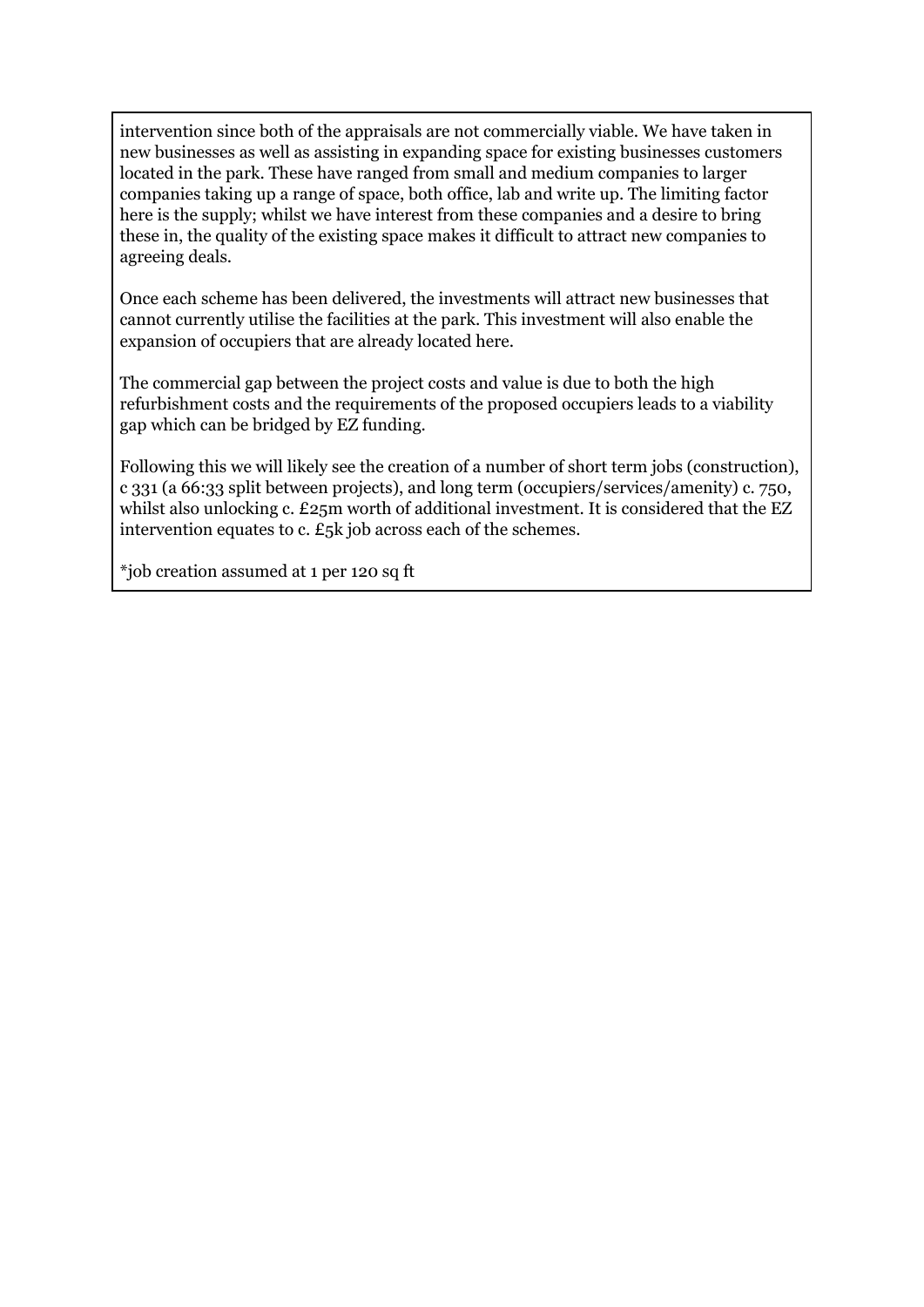intervention since both of the appraisals are not commercially viable. We have taken in new businesses as well as assisting in expanding space for existing businesses customers located in the park. These have ranged from small and medium companies to larger companies taking up a range of space, both office, lab and write up. The limiting factor here is the supply; whilst we have interest from these companies and a desire to bring these in, the quality of the existing space makes it difficult to attract new companies to agreeing deals.

Once each scheme has been delivered, the investments will attract new businesses that cannot currently utilise the facilities at the park. This investment will also enable the expansion of occupiers that are already located here.

The commercial gap between the project costs and value is due to both the high refurbishment costs and the requirements of the proposed occupiers leads to a viability gap which can be bridged by EZ funding.

Following this we will likely see the creation of a number of short term jobs (construction), c 331 (a 66:33 split between projects), and long term (occupiers/services/amenity) c. 750, whilst also unlocking c. £25m worth of additional investment. It is considered that the EZ intervention equates to c. £5k job across each of the schemes.

*job creation assumed at 1 per 120 sq ft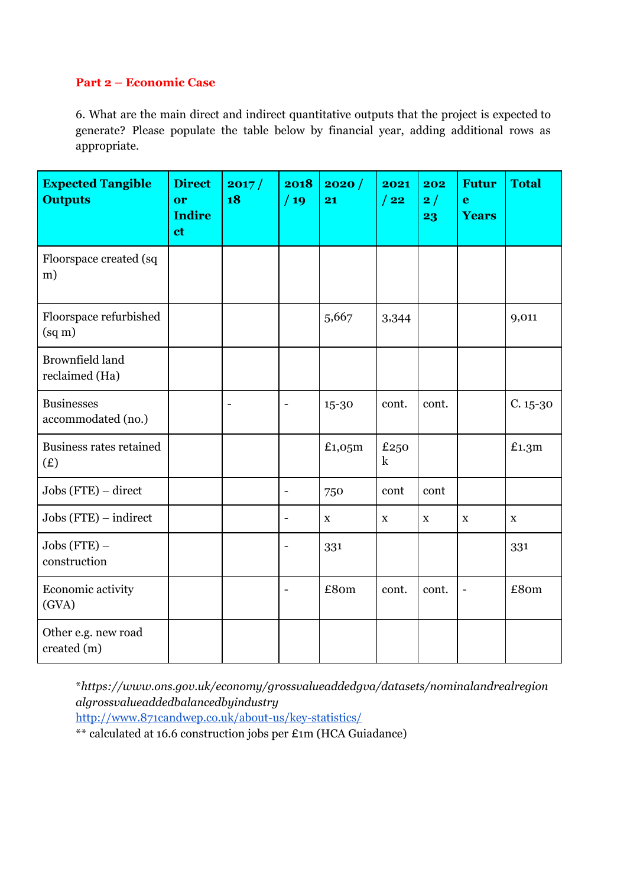**Part 2 – Economic Case**

6. What are the main direct and indirect quantitative outputs that the project is expected to generate? Please populate the table below by financial year, adding additional rows as appropriate.

| Expected Tangible Outputs | Direct or Indirect | 2017 / 18 | 2018 / 19 | 2020 / 21 | 2021 / 22 | 2022 / 23 | Future Years | Total |
|---|---|---|---|---|---|---|---|---|
| Floorspace created (sq m) | | | | | | | | |
| Floorspace refurbished (sq m) | | | | 5,667 | 3,344 | | | 9,011 |
| Brownfield land reclaimed (Ha) | | | | | | | | |
| Businesses accommodated (no.) | | - | - | 15-30 | cont. | cont. | | C. 15-30 |
| Business rates retained (£) | | | | £1,05m | £250 k | | | £1.3m |
| Jobs (FTE) – direct | | | - | 750 | cont | cont | | |
| Jobs (FTE) – indirect | | | - | x | x | x | x | x |
| Jobs (FTE) – construction | | | - | 331 | | | | 331 |
| Economic activity (GVA) | | | - | £80m | cont. | cont. | - | £80m |
| Other e.g. new road created (m) | | | | | | | | |

**https://www.ons.gov.uk/economy/grossvalueaddedgva/datasets/nominalandrealregionalgrossvalueaddedbalancedbyindustry*
http://www.871candwep.co.uk/about-us/key-statistics/
** calculated at 16.6 construction jobs per £1m (HCA Guiadance)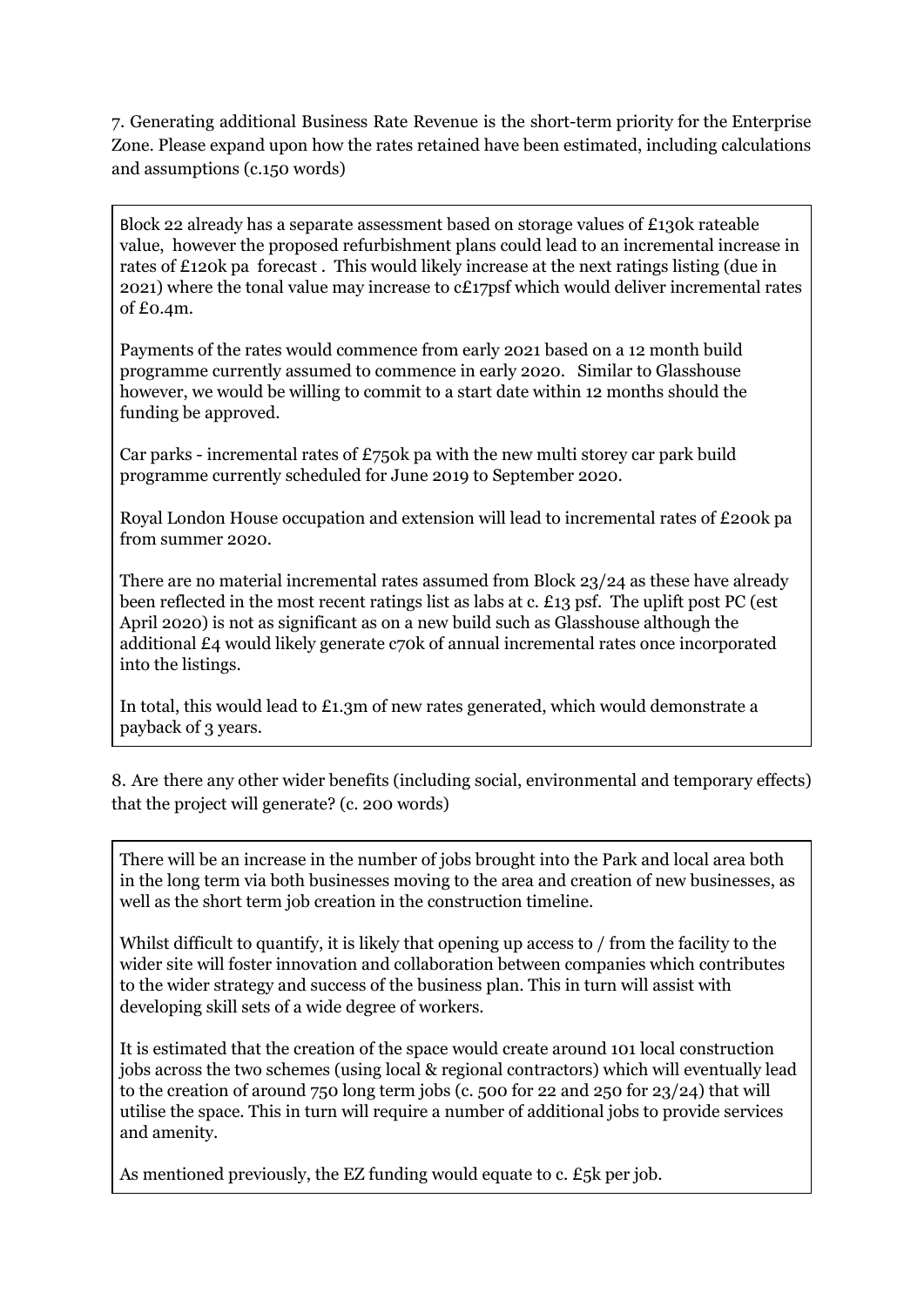7. Generating additional Business Rate Revenue is the short-term priority for the Enterprise Zone. Please expand upon how the rates retained have been estimated, including calculations and assumptions (c.150 words)

Block 22 already has a separate assessment based on storage values of £130k rateable value, however the proposed refurbishment plans could lead to an incremental increase in rates of £120k pa forecast . This would likely increase at the next ratings listing (due in 2021) where the tonal value may increase to c£17psf which would deliver incremental rates of £0.4m.

Payments of the rates would commence from early 2021 based on a 12 month build programme currently assumed to commence in early 2020. Similar to Glasshouse however, we would be willing to commit to a start date within 12 months should the funding be approved.

Car parks - incremental rates of £750k pa with the new multi storey car park build programme currently scheduled for June 2019 to September 2020.

Royal London House occupation and extension will lead to incremental rates of £200k pa from summer 2020.

There are no material incremental rates assumed from Block 23/24 as these have already been reflected in the most recent ratings list as labs at c. £13 psf. The uplift post PC (est April 2020) is not as significant as on a new build such as Glasshouse although the additional £4 would likely generate c70k of annual incremental rates once incorporated into the listings.

In total, this would lead to £1.3m of new rates generated, which would demonstrate a payback of 3 years.

8. Are there any other wider benefits (including social, environmental and temporary effects) that the project will generate? (c. 200 words)

There will be an increase in the number of jobs brought into the Park and local area both in the long term via both businesses moving to the area and creation of new businesses, as well as the short term job creation in the construction timeline.

Whilst difficult to quantify, it is likely that opening up access to / from the facility to the wider site will foster innovation and collaboration between companies which contributes to the wider strategy and success of the business plan. This in turn will assist with developing skill sets of a wide degree of workers.

It is estimated that the creation of the space would create around 101 local construction jobs across the two schemes (using local & regional contractors) which will eventually lead to the creation of around 750 long term jobs (c. 500 for 22 and 250 for 23/24) that will utilise the space. This in turn will require a number of additional jobs to provide services and amenity.

As mentioned previously, the EZ funding would equate to c. £5k per job.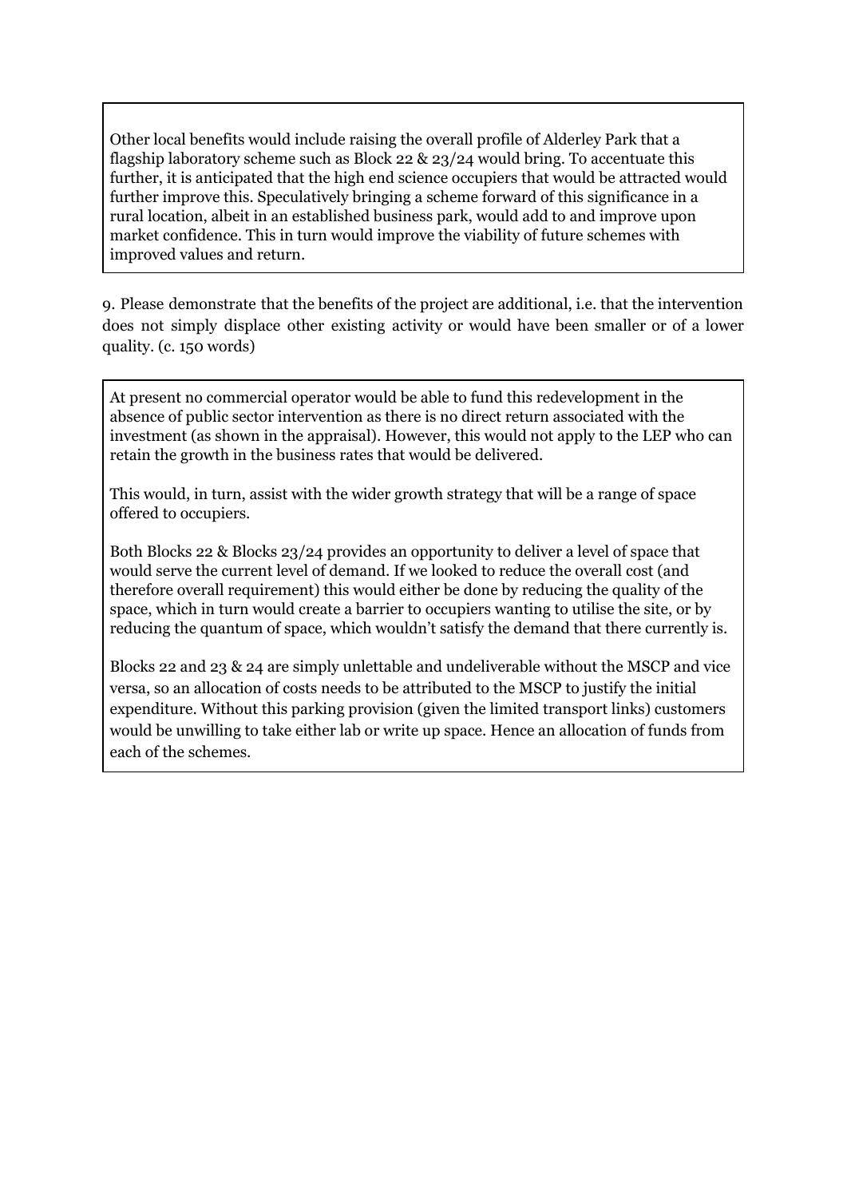Other local benefits would include raising the overall profile of Alderley Park that a flagship laboratory scheme such as Block 22 & 23/24 would bring. To accentuate this further, it is anticipated that the high end science occupiers that would be attracted would further improve this. Speculatively bringing a scheme forward of this significance in a rural location, albeit in an established business park, would add to and improve upon market confidence. This in turn would improve the viability of future schemes with improved values and return.

9. Please demonstrate that the benefits of the project are additional, i.e. that the intervention does not simply displace other existing activity or would have been smaller or of a lower quality. (c. 150 words)

At present no commercial operator would be able to fund this redevelopment in the absence of public sector intervention as there is no direct return associated with the investment (as shown in the appraisal). However, this would not apply to the LEP who can retain the growth in the business rates that would be delivered.

This would, in turn, assist with the wider growth strategy that will be a range of space offered to occupiers.

Both Blocks 22 & Blocks 23/24 provides an opportunity to deliver a level of space that would serve the current level of demand. If we looked to reduce the overall cost (and therefore overall requirement) this would either be done by reducing the quality of the space, which in turn would create a barrier to occupiers wanting to utilise the site, or by reducing the quantum of space, which wouldn't satisfy the demand that there currently is.

Blocks 22 and 23 & 24 are simply unlettable and undeliverable without the MSCP and vice versa, so an allocation of costs needs to be attributed to the MSCP to justify the initial expenditure. Without this parking provision (given the limited transport links) customers would be unwilling to take either lab or write up space. Hence an allocation of funds from each of the schemes.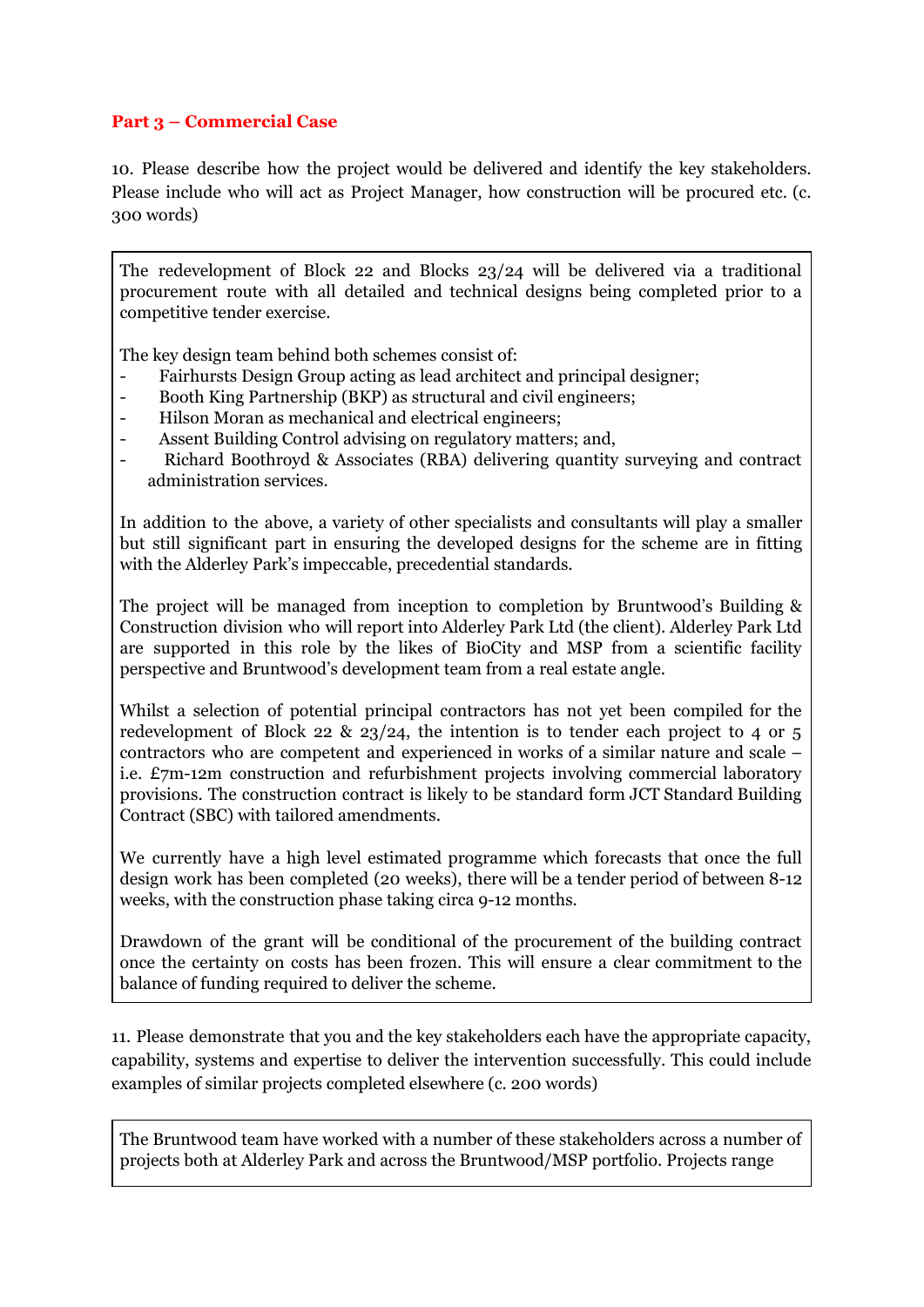**Part 3 – Commercial Case**

10. Please describe how the project would be delivered and identify the key stakeholders. Please include who will act as Project Manager, how construction will be procured etc. (c. 300 words)

The redevelopment of Block 22 and Blocks 23/24 will be delivered via a traditional procurement route with all detailed and technical designs being completed prior to a competitive tender exercise.

The key design team behind both schemes consist of:

- Fairhursts Design Group acting as lead architect and principal designer;
- Booth King Partnership (BKP) as structural and civil engineers;
- Hilson Moran as mechanical and electrical engineers;
- Assent Building Control advising on regulatory matters; and,
- Richard Boothroyd & Associates (RBA) delivering quantity surveying and contract administration services.

In addition to the above, a variety of other specialists and consultants will play a smaller but still significant part in ensuring the developed designs for the scheme are in fitting with the Alderley Park's impeccable, precedential standards.

The project will be managed from inception to completion by Bruntwood's Building & Construction division who will report into Alderley Park Ltd (the client). Alderley Park Ltd are supported in this role by the likes of BioCity and MSP from a scientific facility perspective and Bruntwood's development team from a real estate angle.

Whilst a selection of potential principal contractors has not yet been compiled for the redevelopment of Block 22 & 23/24, the intention is to tender each project to 4 or 5 contractors who are competent and experienced in works of a similar nature and scale – i.e. £7m-12m construction and refurbishment projects involving commercial laboratory provisions. The construction contract is likely to be standard form JCT Standard Building Contract (SBC) with tailored amendments.

We currently have a high level estimated programme which forecasts that once the full design work has been completed (20 weeks), there will be a tender period of between 8-12 weeks, with the construction phase taking circa 9-12 months.

Drawdown of the grant will be conditional of the procurement of the building contract once the certainty on costs has been frozen. This will ensure a clear commitment to the balance of funding required to deliver the scheme.

11. Please demonstrate that you and the key stakeholders each have the appropriate capacity, capability, systems and expertise to deliver the intervention successfully. This could include examples of similar projects completed elsewhere (c. 200 words)

The Bruntwood team have worked with a number of these stakeholders across a number of projects both at Alderley Park and across the Bruntwood/MSP portfolio. Projects range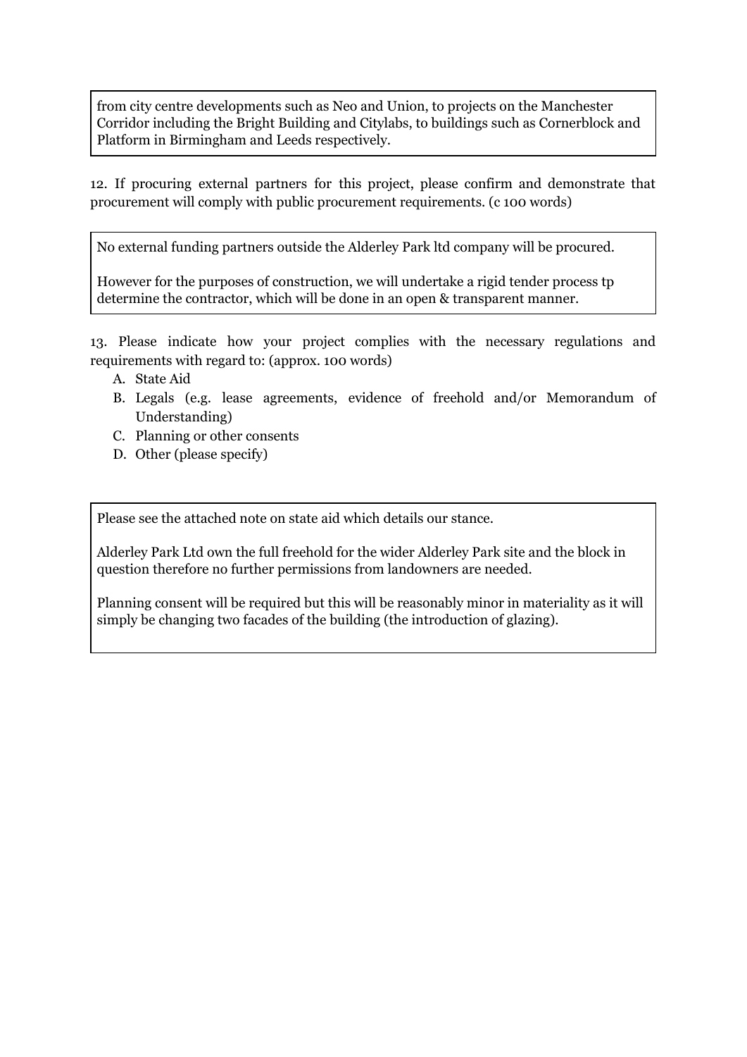from city centre developments such as Neo and Union, to projects on the Manchester Corridor including the Bright Building and Citylabs, to buildings such as Cornerblock and Platform in Birmingham and Leeds respectively.

12. If procuring external partners for this project, please confirm and demonstrate that procurement will comply with public procurement requirements. (c 100 words)

No external funding partners outside the Alderley Park ltd company will be procured.

However for the purposes of construction, we will undertake a rigid tender process tp determine the contractor, which will be done in an open & transparent manner.

13. Please indicate how your project complies with the necessary regulations and requirements with regard to: (approx. 100 words)

A. State Aid
B. Legals (e.g. lease agreements, evidence of freehold and/or Memorandum of Understanding)
C. Planning or other consents
D. Other (please specify)

Please see the attached note on state aid which details our stance.

Alderley Park Ltd own the full freehold for the wider Alderley Park site and the block in question therefore no further permissions from landowners are needed.

Planning consent will be required but this will be reasonably minor in materiality as it will simply be changing two facades of the building (the introduction of glazing).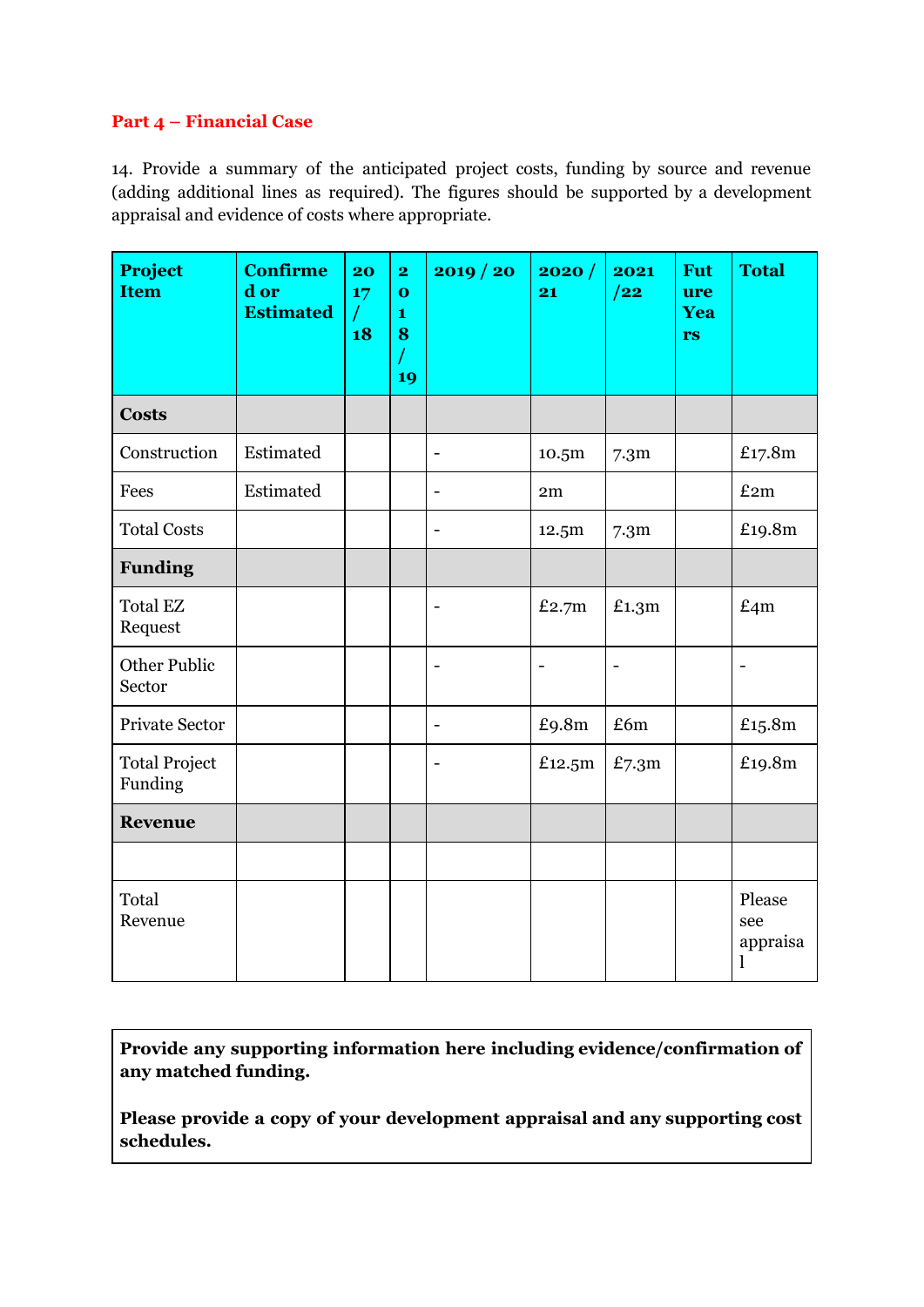**Part 4 – Financial Case**

14. Provide a summary of the anticipated project costs, funding by source and revenue (adding additional lines as required). The figures should be supported by a development appraisal and evidence of costs where appropriate.

| Project Item | Confirmed or Estimated | 2017 / 18 | 2018 / 19 | 2019 / 20 | 2020 / 21 | 2021 /22 | Future Years | Total |
|---|---|---|---|---|---|---|---|---|
| **Costs** | | | | | | | | |
| Construction | Estimated | | | - | 10.5m | 7.3m | | £17.8m |
| Fees | Estimated | | | - | 2m | | | £2m |
| Total Costs | | | | - | 12.5m | 7.3m | | £19.8m |
| **Funding** | | | | | | | | |
| Total EZ Request | | | | - | £2.7m | £1.3m | | £4m |
| Other Public Sector | | | | - | - | - | | - |
| Private Sector | | | | - | £9.8m | £6m | | £15.8m |
| Total Project Funding | | | | - | £12.5m | £7.3m | | £19.8m |
| **Revenue** | | | | | | | | |
| | | | | | | | | |
| Total Revenue | | | | | | | | Please see appraisal |

**Provide any supporting information here including evidence/confirmation of any matched funding.**

**Please provide a copy of your development appraisal and any supporting cost schedules.**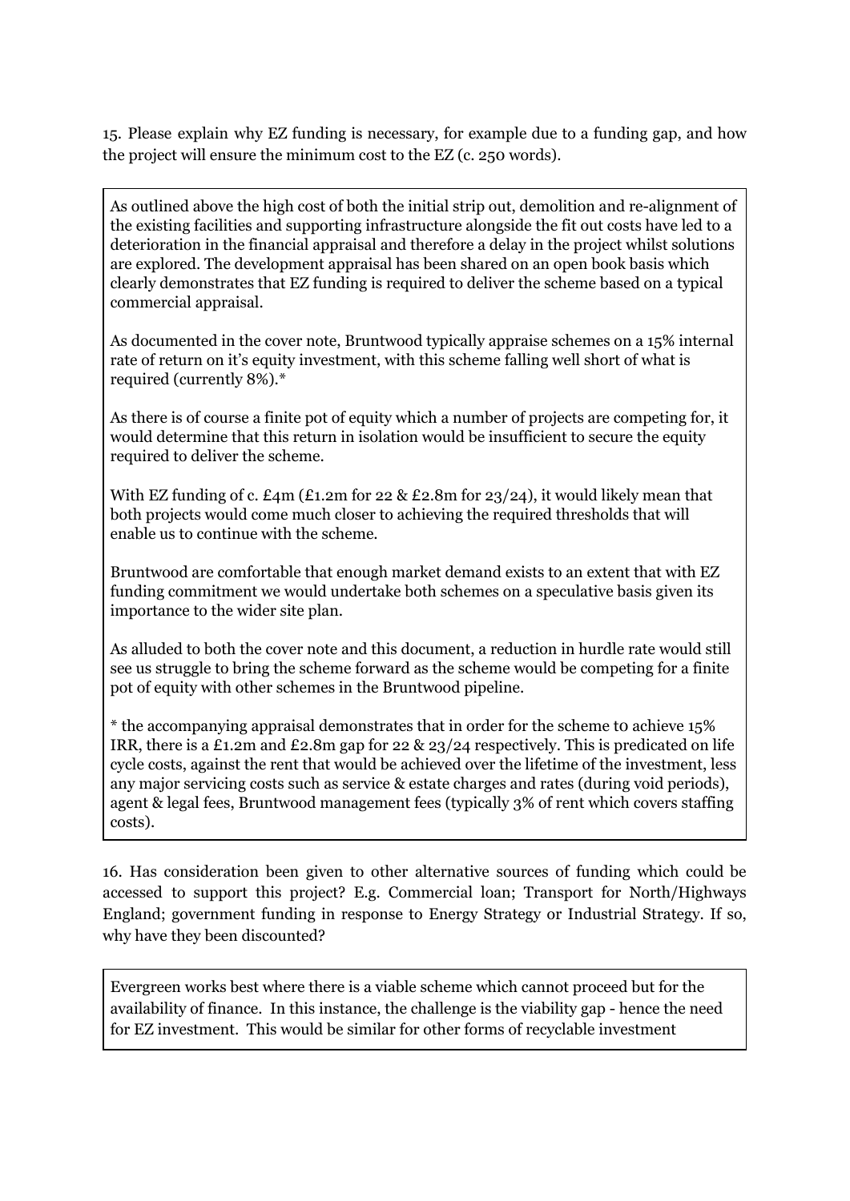15. Please explain why EZ funding is necessary, for example due to a funding gap, and how the project will ensure the minimum cost to the EZ (c. 250 words).

As outlined above the high cost of both the initial strip out, demolition and re-alignment of the existing facilities and supporting infrastructure alongside the fit out costs have led to a deterioration in the financial appraisal and therefore a delay in the project whilst solutions are explored. The development appraisal has been shared on an open book basis which clearly demonstrates that EZ funding is required to deliver the scheme based on a typical commercial appraisal.

As documented in the cover note, Bruntwood typically appraise schemes on a 15% internal rate of return on it's equity investment, with this scheme falling well short of what is required (currently 8%).*

As there is of course a finite pot of equity which a number of projects are competing for, it would determine that this return in isolation would be insufficient to secure the equity required to deliver the scheme.

With EZ funding of c. £4m (£1.2m for 22 & £2.8m for 23/24), it would likely mean that both projects would come much closer to achieving the required thresholds that will enable us to continue with the scheme.

Bruntwood are comfortable that enough market demand exists to an extent that with EZ funding commitment we would undertake both schemes on a speculative basis given its importance to the wider site plan.

As alluded to both the cover note and this document, a reduction in hurdle rate would still see us struggle to bring the scheme forward as the scheme would be competing for a finite pot of equity with other schemes in the Bruntwood pipeline.

* the accompanying appraisal demonstrates that in order for the scheme to achieve 15% IRR, there is a £1.2m and £2.8m gap for 22 & 23/24 respectively. This is predicated on life cycle costs, against the rent that would be achieved over the lifetime of the investment, less any major servicing costs such as service & estate charges and rates (during void periods), agent & legal fees, Bruntwood management fees (typically 3% of rent which covers staffing costs).

16. Has consideration been given to other alternative sources of funding which could be accessed to support this project? E.g. Commercial loan; Transport for North/Highways England; government funding in response to Energy Strategy or Industrial Strategy. If so, why have they been discounted?

Evergreen works best where there is a viable scheme which cannot proceed but for the availability of finance. In this instance, the challenge is the viability gap - hence the need for EZ investment. This would be similar for other forms of recyclable investment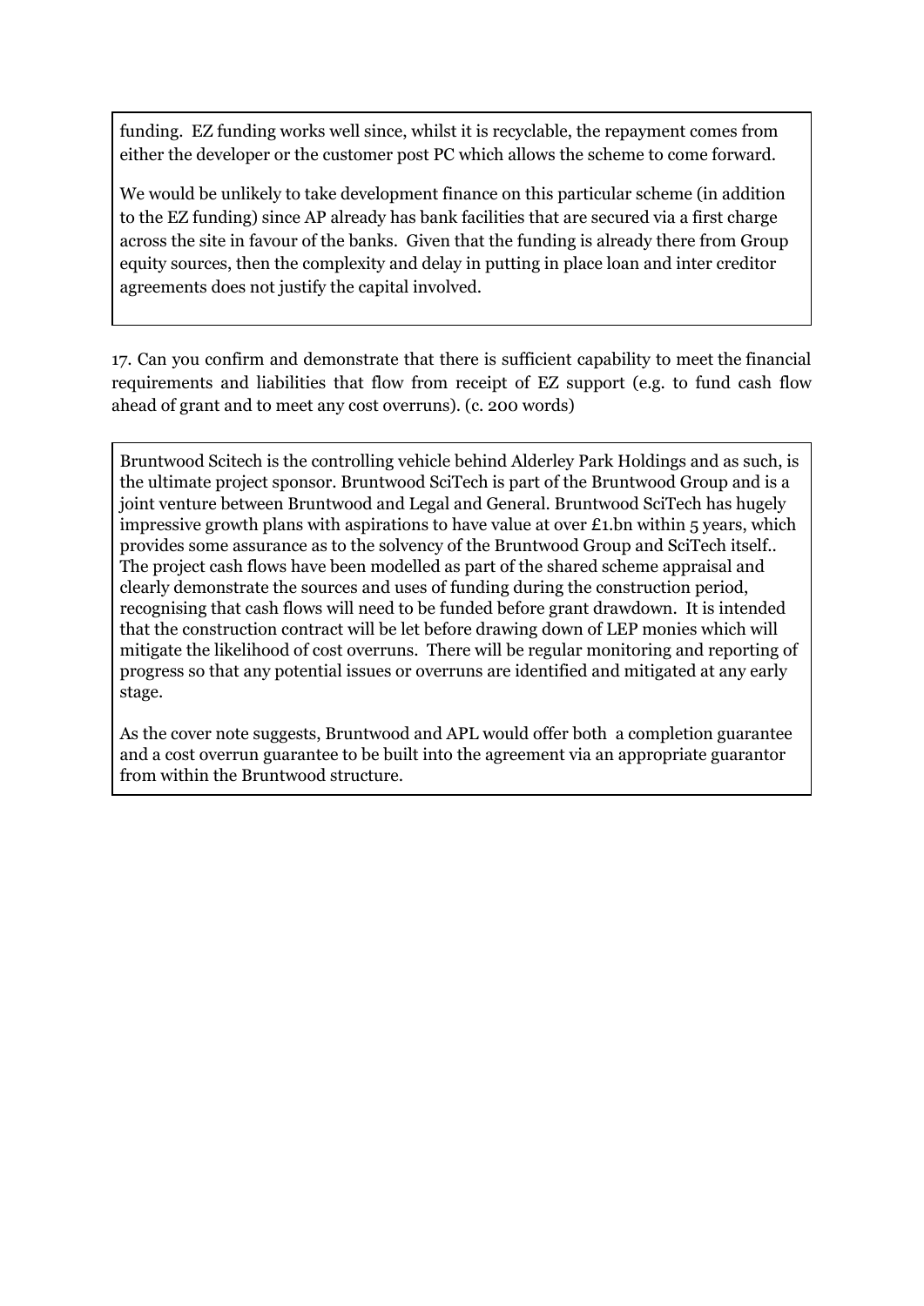funding. EZ funding works well since, whilst it is recyclable, the repayment comes from either the developer or the customer post PC which allows the scheme to come forward.

We would be unlikely to take development finance on this particular scheme (in addition to the EZ funding) since AP already has bank facilities that are secured via a first charge across the site in favour of the banks. Given that the funding is already there from Group equity sources, then the complexity and delay in putting in place loan and inter creditor agreements does not justify the capital involved.

17. Can you confirm and demonstrate that there is sufficient capability to meet the financial requirements and liabilities that flow from receipt of EZ support (e.g. to fund cash flow ahead of grant and to meet any cost overruns). (c. 200 words)

Bruntwood Scitech is the controlling vehicle behind Alderley Park Holdings and as such, is the ultimate project sponsor. Bruntwood SciTech is part of the Bruntwood Group and is a joint venture between Bruntwood and Legal and General. Bruntwood SciTech has hugely impressive growth plans with aspirations to have value at over £1.bn within 5 years, which provides some assurance as to the solvency of the Bruntwood Group and SciTech itself.. The project cash flows have been modelled as part of the shared scheme appraisal and clearly demonstrate the sources and uses of funding during the construction period, recognising that cash flows will need to be funded before grant drawdown. It is intended that the construction contract will be let before drawing down of LEP monies which will mitigate the likelihood of cost overruns. There will be regular monitoring and reporting of progress so that any potential issues or overruns are identified and mitigated at any early stage.

As the cover note suggests, Bruntwood and APL would offer both a completion guarantee and a cost overrun guarantee to be built into the agreement via an appropriate guarantor from within the Bruntwood structure.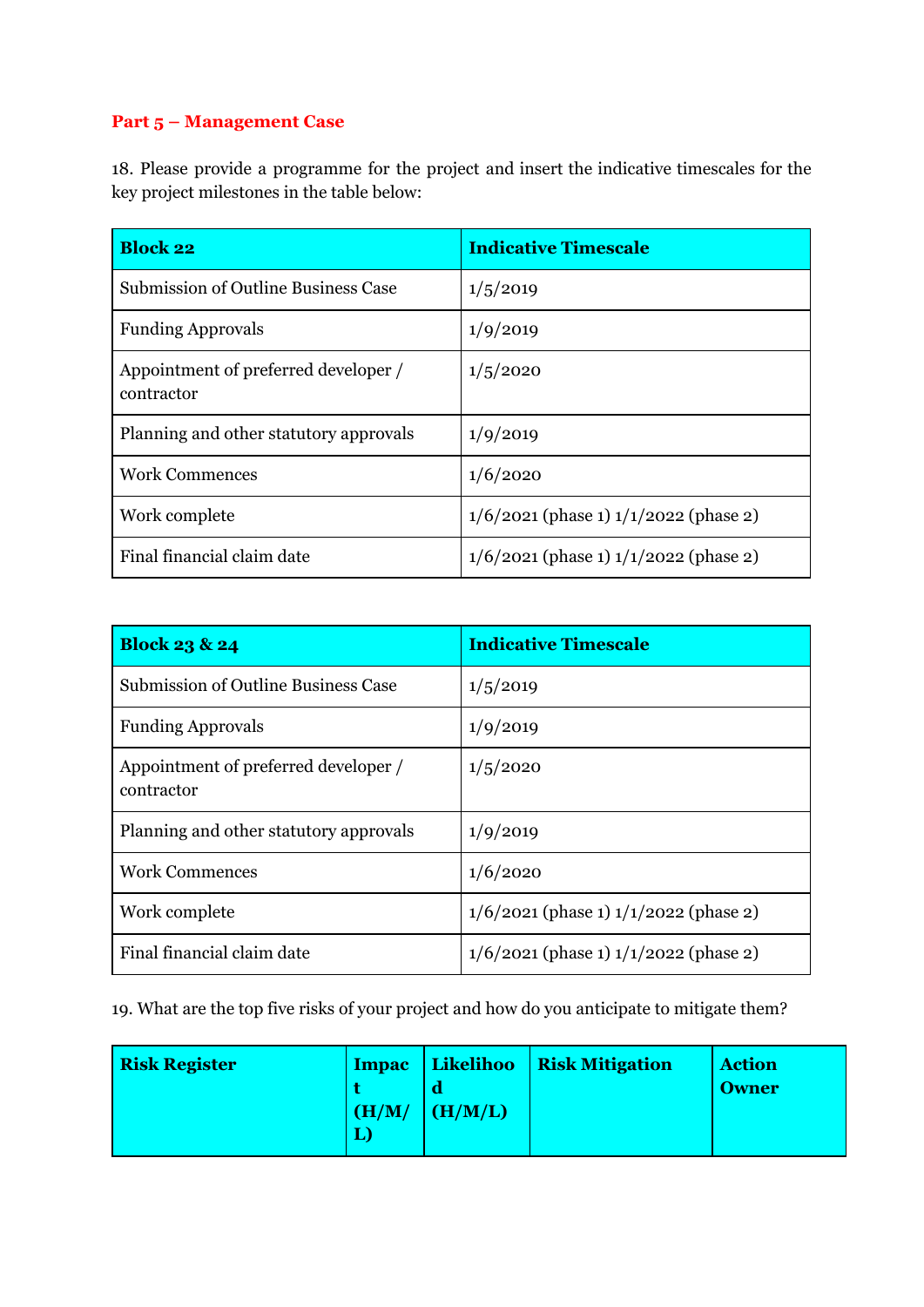**Part 5 – Management Case**

18. Please provide a programme for the project and insert the indicative timescales for the key project milestones in the table below:

| Block 22 | Indicative Timescale |
|---|---|
| Submission of Outline Business Case | 1/5/2019 |
| Funding Approvals | 1/9/2019 |
| Appointment of preferred developer / contractor | 1/5/2020 |
| Planning and other statutory approvals | 1/9/2019 |
| Work Commences | 1/6/2020 |
| Work complete | 1/6/2021 (phase 1) 1/1/2022 (phase 2) |
| Final financial claim date | 1/6/2021 (phase 1) 1/1/2022 (phase 2) |

| Block 23 & 24 | Indicative Timescale |
|---|---|
| Submission of Outline Business Case | 1/5/2019 |
| Funding Approvals | 1/9/2019 |
| Appointment of preferred developer / contractor | 1/5/2020 |
| Planning and other statutory approvals | 1/9/2019 |
| Work Commences | 1/6/2020 |
| Work complete | 1/6/2021 (phase 1) 1/1/2022 (phase 2) |
| Final financial claim date | 1/6/2021 (phase 1) 1/1/2022 (phase 2) |

19. What are the top five risks of your project and how do you anticipate to mitigate them?

| Risk Register | Impact (H/M/L) | Likelihood (H/M/L) | Risk Mitigation | Action Owner |
|---|---|---|---|---|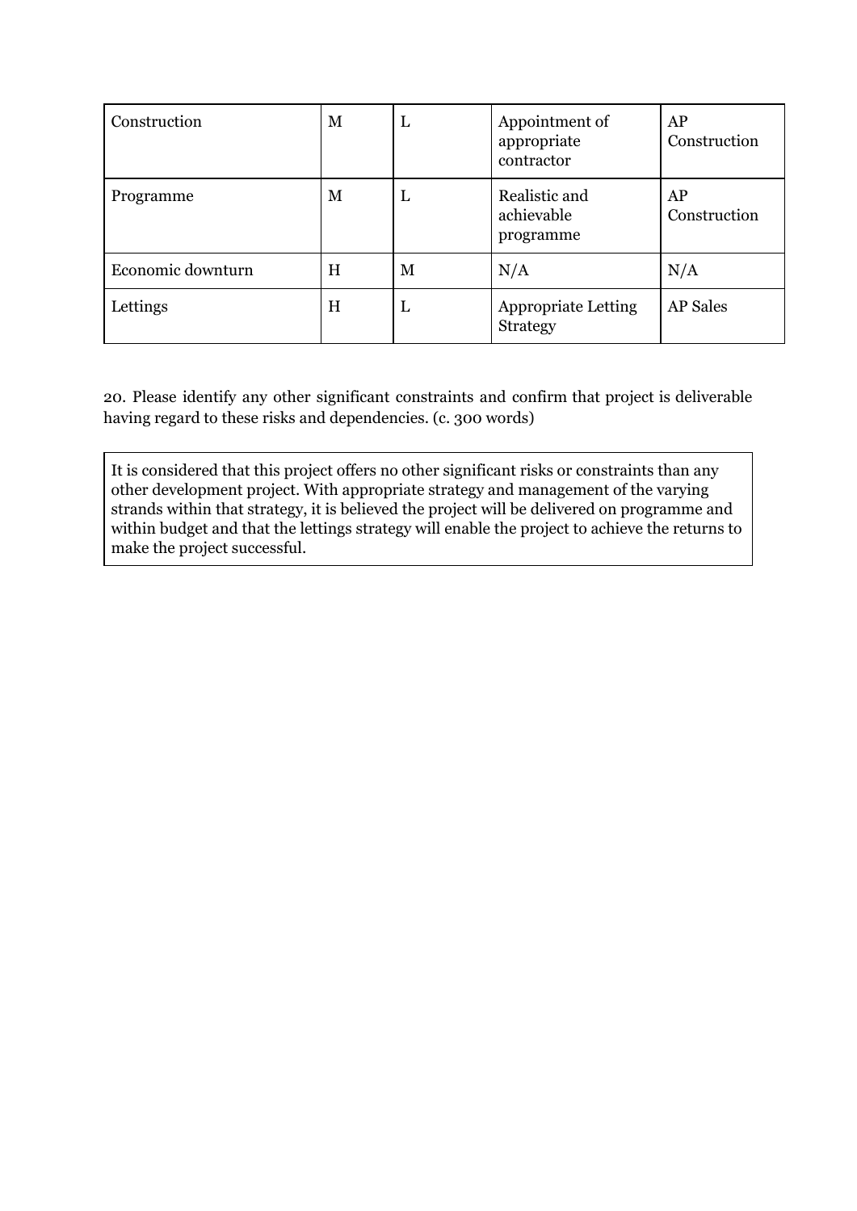| | | | | |
|---|---|---|---|---|
| Construction | M | L | Appointment of appropriate contractor | AP Construction |
| Programme | M | L | Realistic and achievable programme | AP Construction |
| Economic downturn | H | M | N/A | N/A |
| Lettings | H | L | Appropriate Letting Strategy | AP Sales |

20. Please identify any other significant constraints and confirm that project is deliverable having regard to these risks and dependencies. (c. 300 words)

It is considered that this project offers no other significant risks or constraints than any other development project. With appropriate strategy and management of the varying strands within that strategy, it is believed the project will be delivered on programme and within budget and that the lettings strategy will enable the project to achieve the returns to make the project successful.